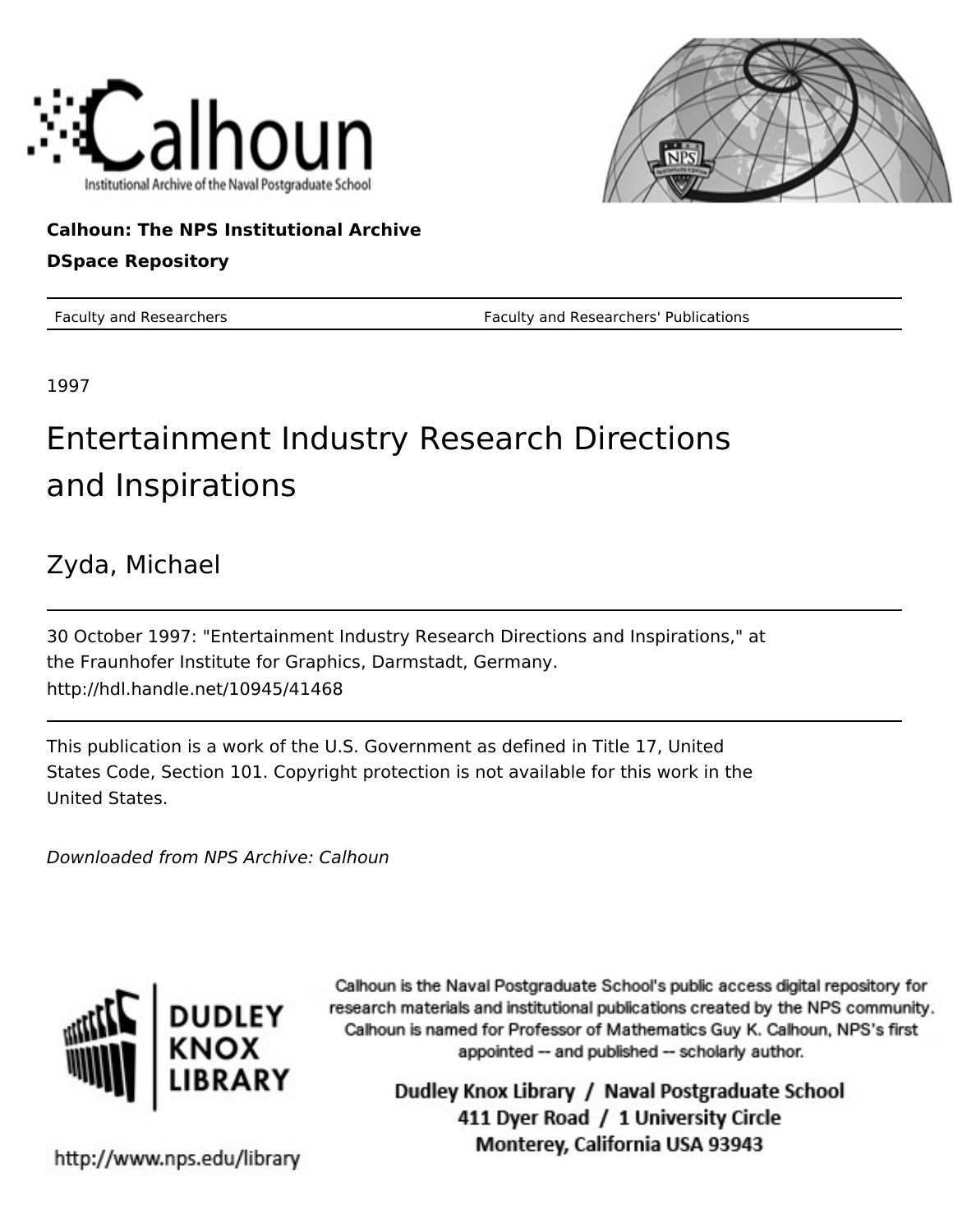Calhoun: The NPS Institutional Archive

DSpace Repository

Faculty and Researchers — Faculty and Researchers' Publications

1997

# Entertainment Industry Research Directions and Inspirations

Zyda, Michael

30 October 1997: "Entertainment Industry Research Directions and Inspirations," at the Fraunhofer Institute for Graphics, Darmstadt, Germany.

http://hdl.handle.net/10945/41468

This publication is a work of the U.S. Government as defined in Title 17, United States Code, Section 101. Copyright protection is not available for this work in the United States.

*Downloaded from NPS Archive: Calhoun*

Calhoun is the Naval Postgraduate School's public access digital repository for research materials and institutional publications created by the NPS community. Calhoun is named for Professor of Mathematics Guy K. Calhoun, NPS's first appointed -- and published -- scholarly author.

Dudley Knox Library / Naval Postgraduate School
411 Dyer Road / 1 University Circle
Monterey, California USA 93943

http://www.nps.edu/library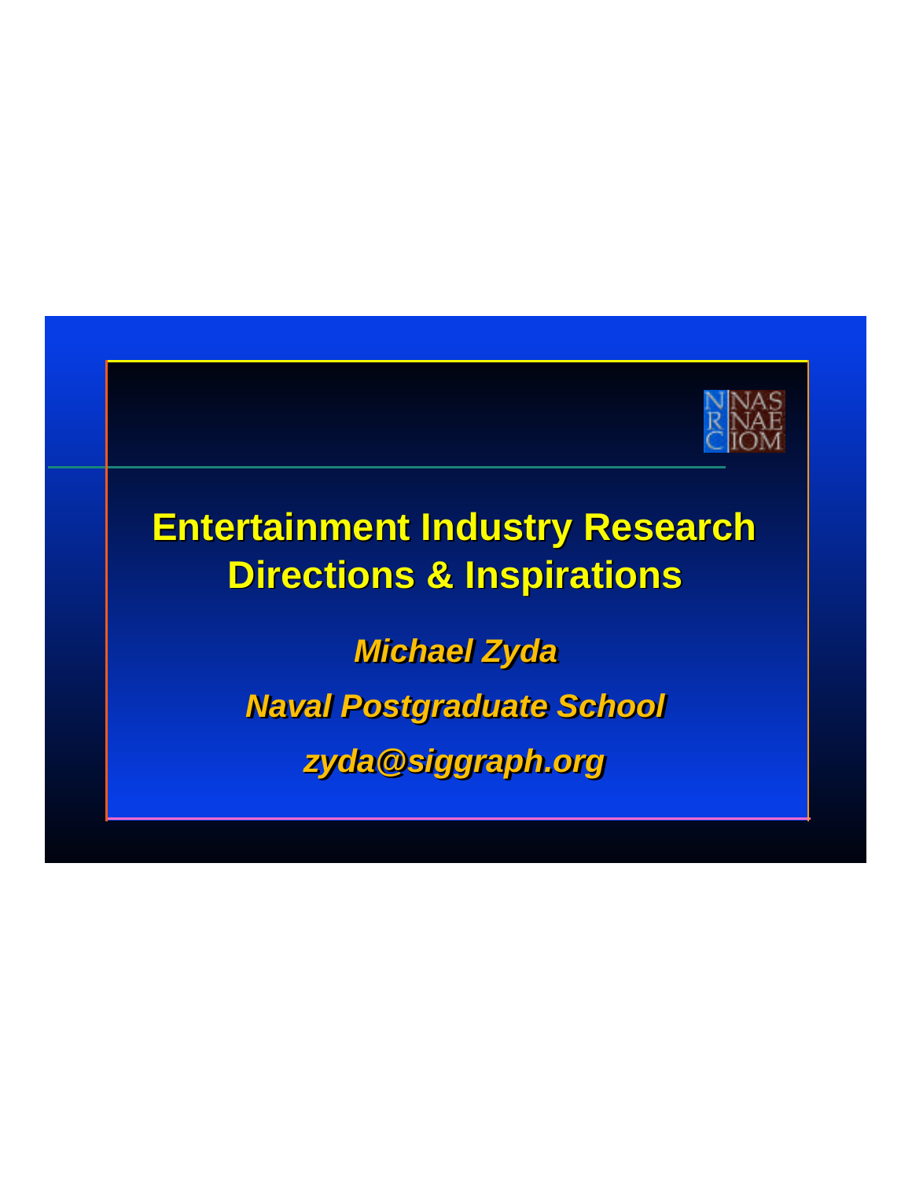NRC NAS NAE IOM

# Entertainment Industry Research Directions & Inspirations

***Michael Zyda***

***Naval Postgraduate School***

***zyda@siggraph.org***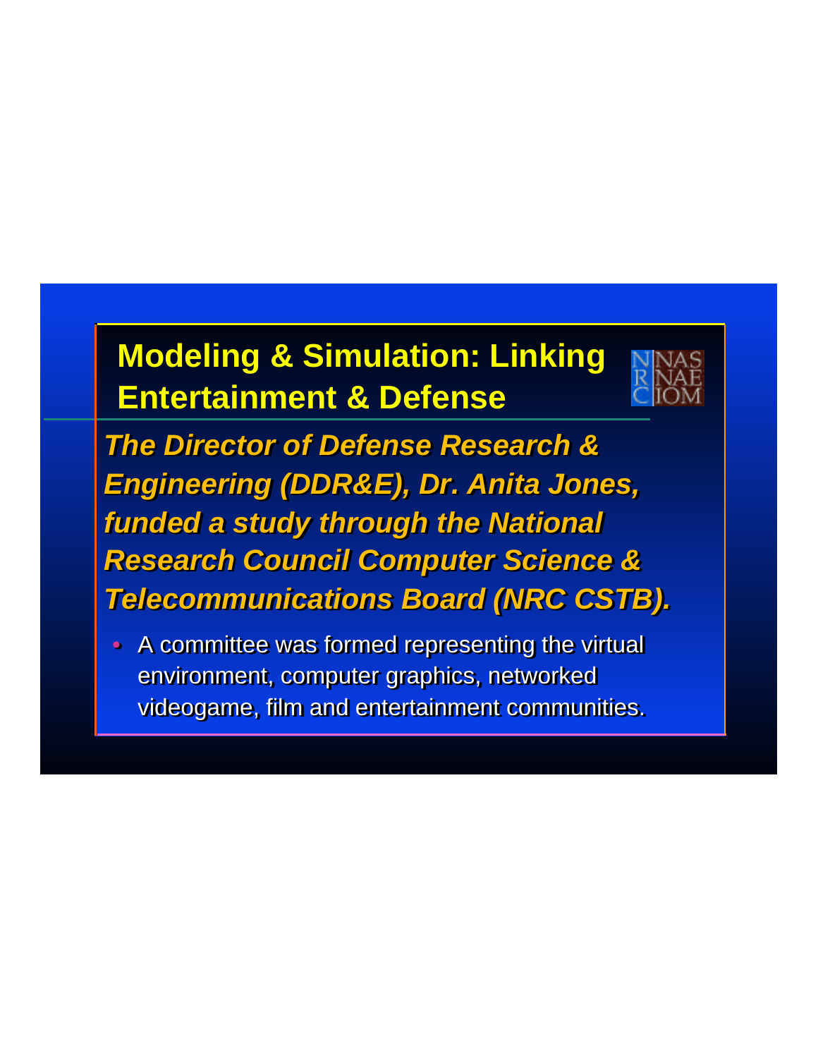## Modeling & Simulation: Linking Entertainment & Defense

NAS NAE IOM NRC

***The Director of Defense Research & Engineering (DDR&E), Dr. Anita Jones, funded a study through the National Research Council Computer Science & Telecommunications Board (NRC CSTB).***

- A committee was formed representing the virtual environment, computer graphics, networked videogame, film and entertainment communities.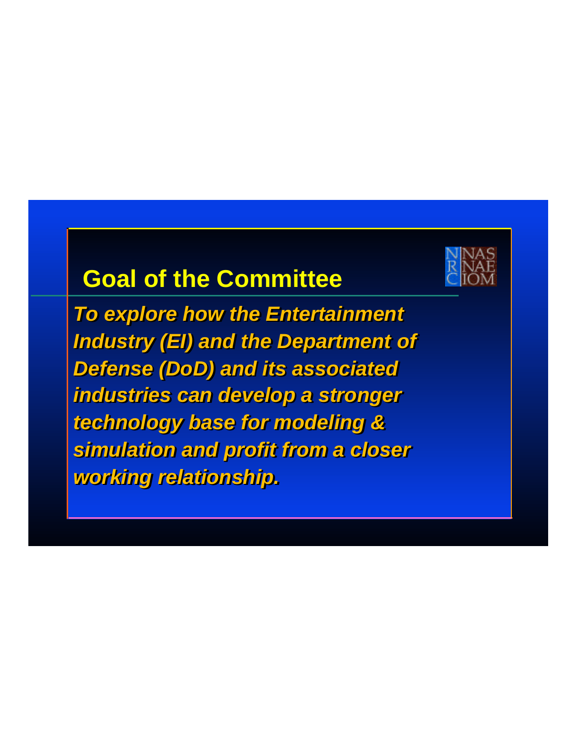## Goal of the Committee

***To explore how the Entertainment Industry (EI) and the Department of Defense (DoD) and its associated industries can develop a stronger technology base for modeling & simulation and profit from a closer working relationship.***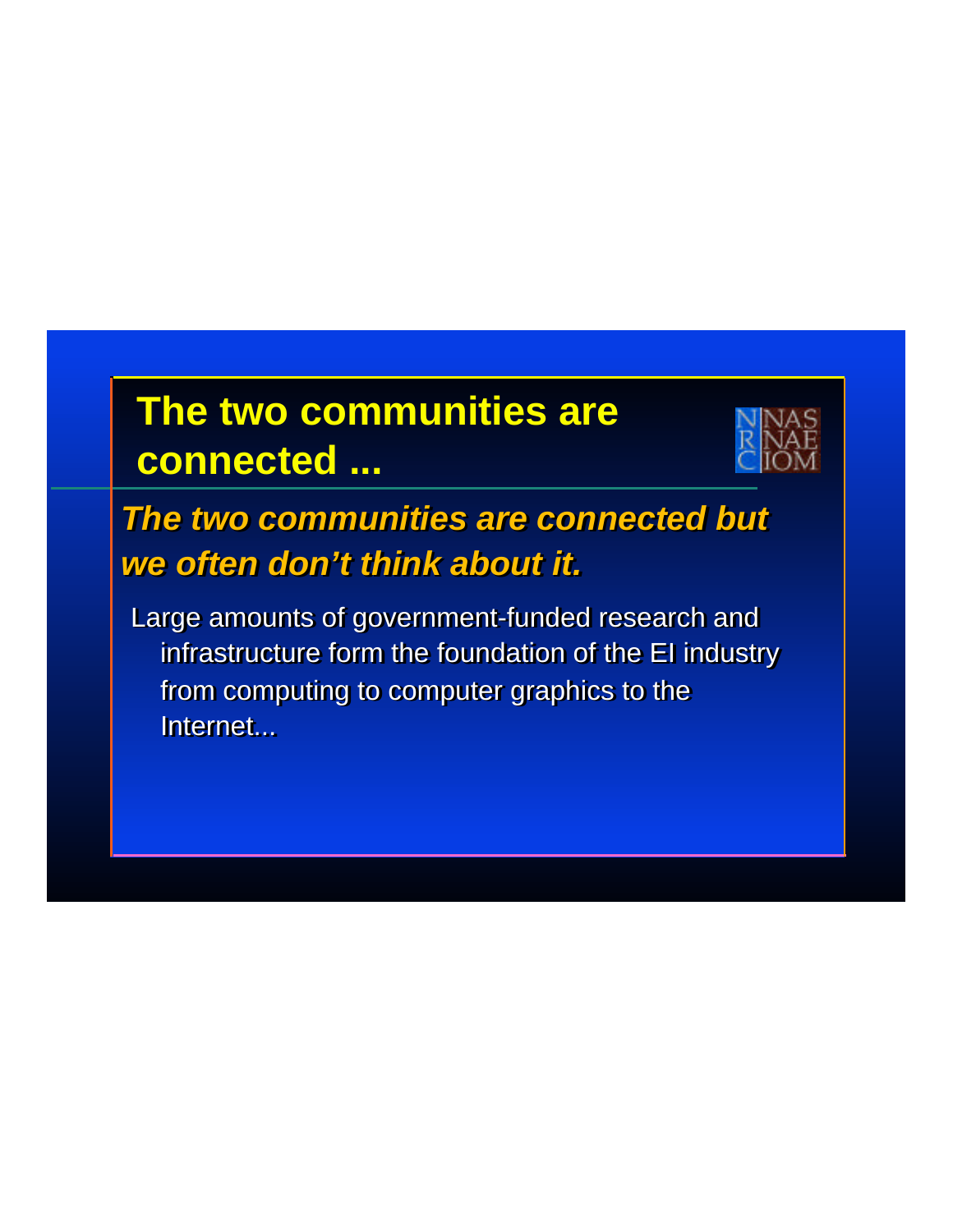# The two communities are connected ...

***The two communities are connected but we often don't think about it.***

Large amounts of government-funded research and infrastructure form the foundation of the EI industry from computing to computer graphics to the Internet...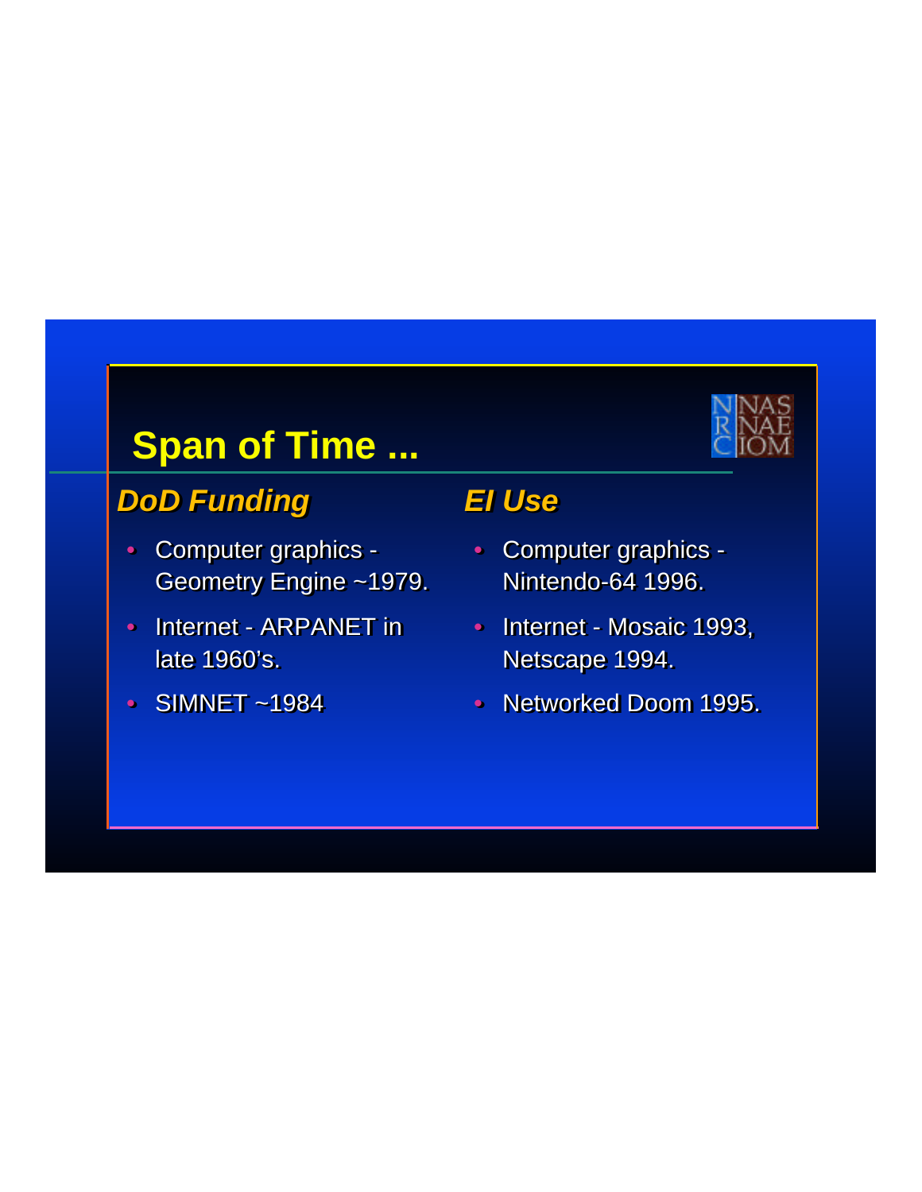# Span of Time ...

NRC NAS NAE IOM

## *DoD Funding*

- Computer graphics - Geometry Engine ~1979.
- Internet - ARPANET in late 1960's.
- SIMNET ~1984

## *EI Use*

- Computer graphics - Nintendo-64 1996.
- Internet - Mosaic 1993, Netscape 1994.
- Networked Doom 1995.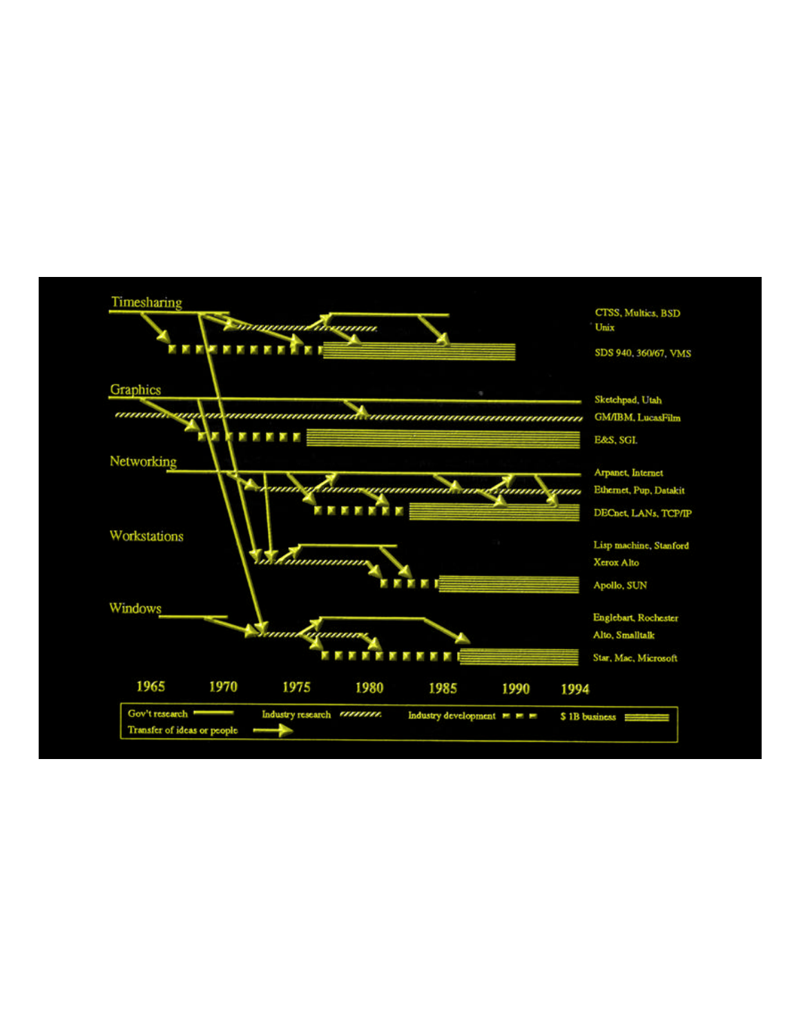Timesharing

CTSS, Multics, BSD Unix

SDS 940, 360/67, VMS

Graphics

Sketchpad, Utah

GM/IBM, LucasFilm

E&S, SGI

Networking

Arpanet, Internet

Ethernet, Pup, Datakit

DECnet, LANs, TCP/IP

Workstations

Lisp machine, Stanford

Xerox Alto

Apollo, SUN

Windows

Englebart, Rochester

Alto, Smalltalk

Star, Mac, Microsoft

1965 1970 1975 1980 1985 1990 1994

Gov't research — Industry research — Industry development — $ 1B business — Transfer of ideas or people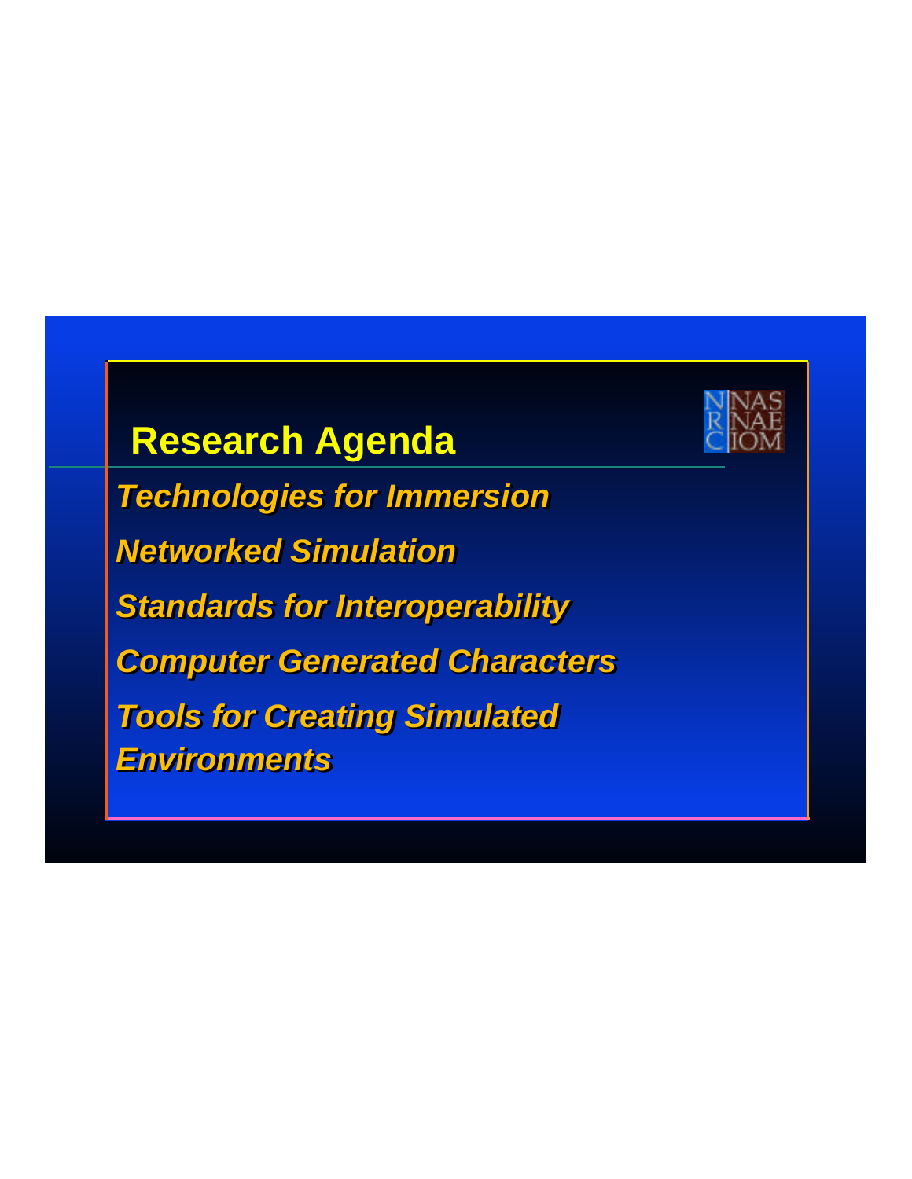## Research Agenda

*Technologies for Immersion*

*Networked Simulation*

*Standards for Interoperability*

*Computer Generated Characters*

*Tools for Creating Simulated Environments*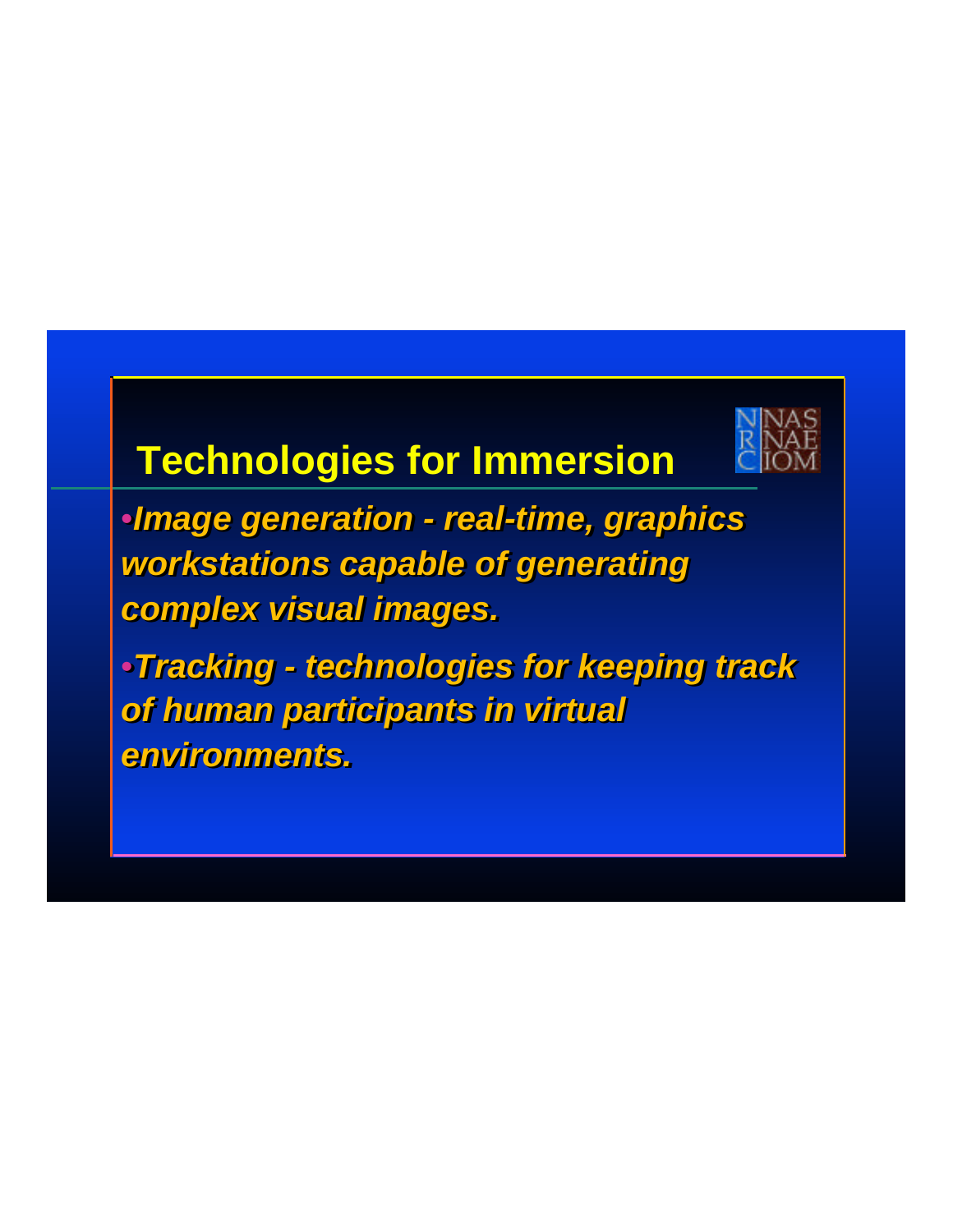## Technologies for Immersion

- *Image generation - real-time, graphics workstations capable of generating complex visual images.*
- *Tracking - technologies for keeping track of human participants in virtual environments.*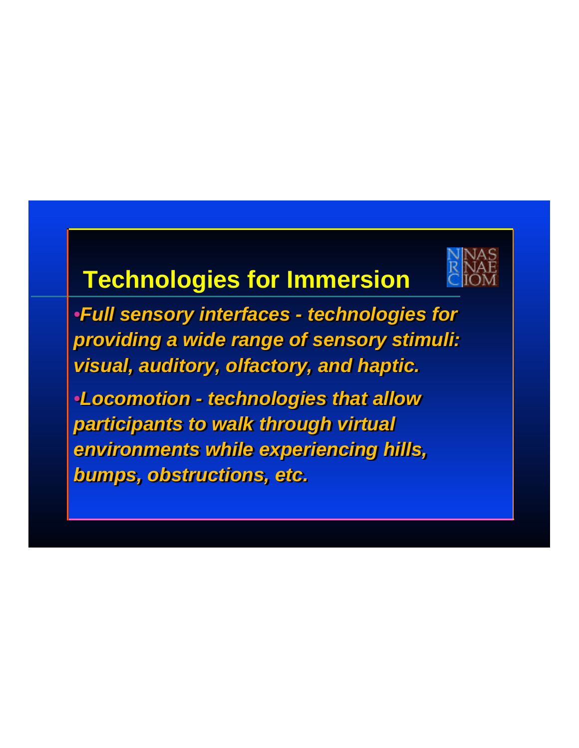# Technologies for Immersion

- ***Full sensory interfaces - technologies for providing a wide range of sensory stimuli: visual, auditory, olfactory, and haptic.***
- ***Locomotion - technologies that allow participants to walk through virtual environments while experiencing hills, bumps, obstructions, etc.***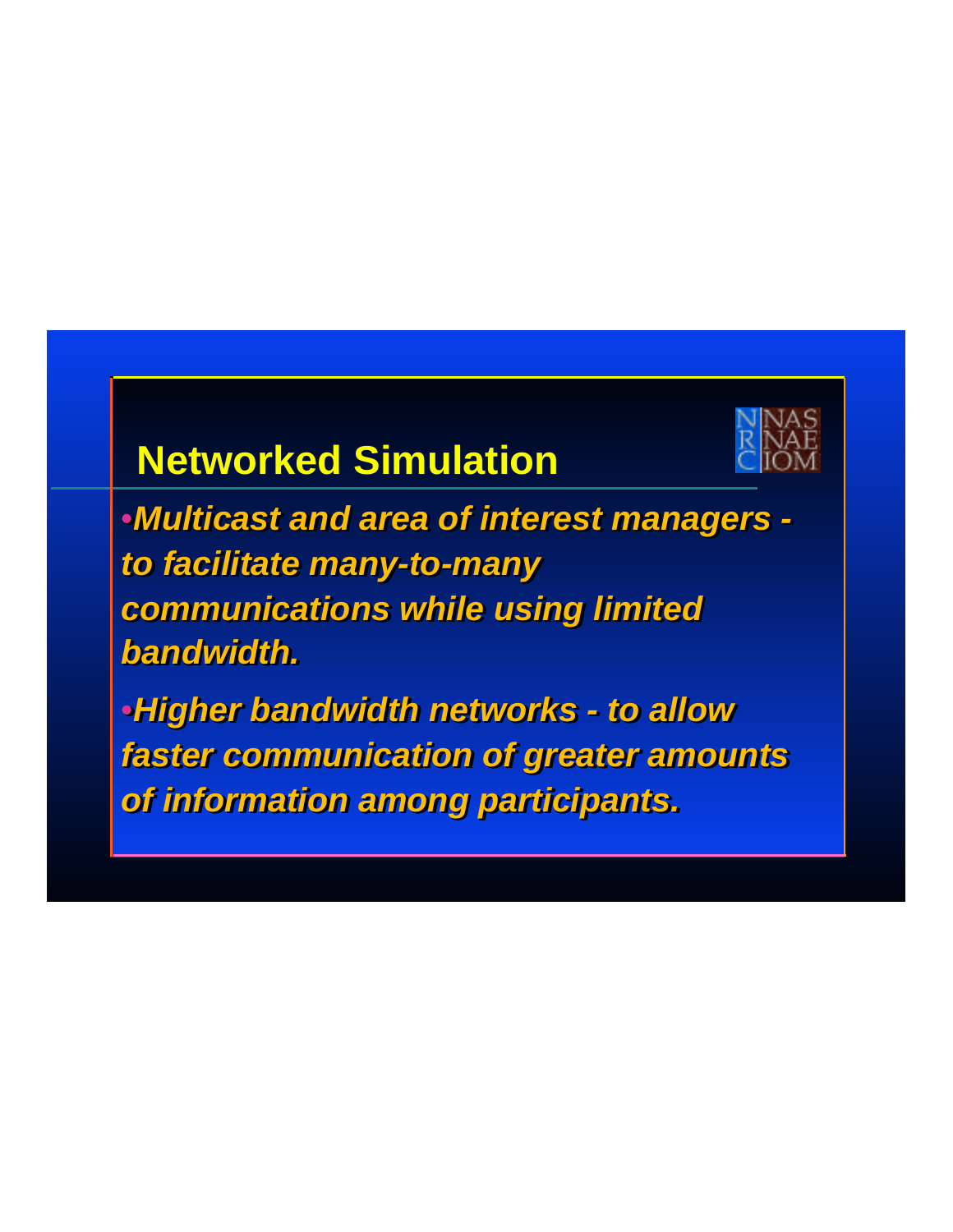## Networked Simulation

- *Multicast and area of interest managers - to facilitate many-to-many communications while using limited bandwidth.*
- *Higher bandwidth networks - to allow faster communication of greater amounts of information among participants.*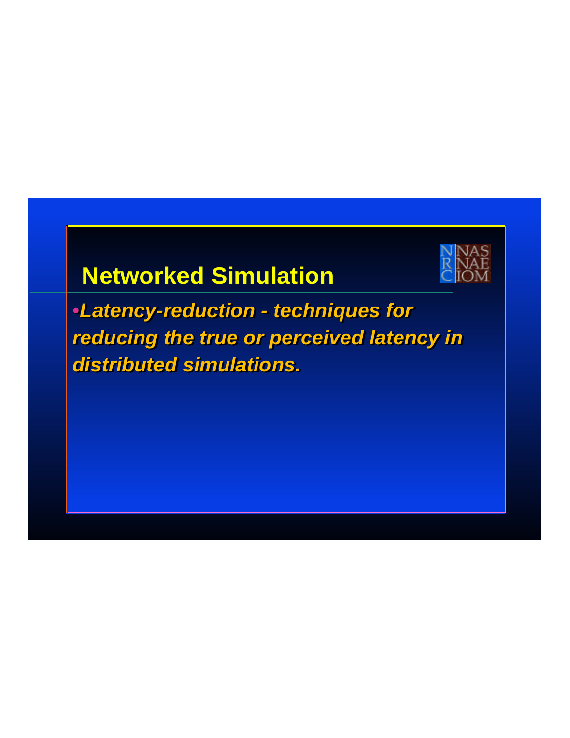## Networked Simulation

- *Latency-reduction - techniques for reducing the true or perceived latency in distributed simulations.*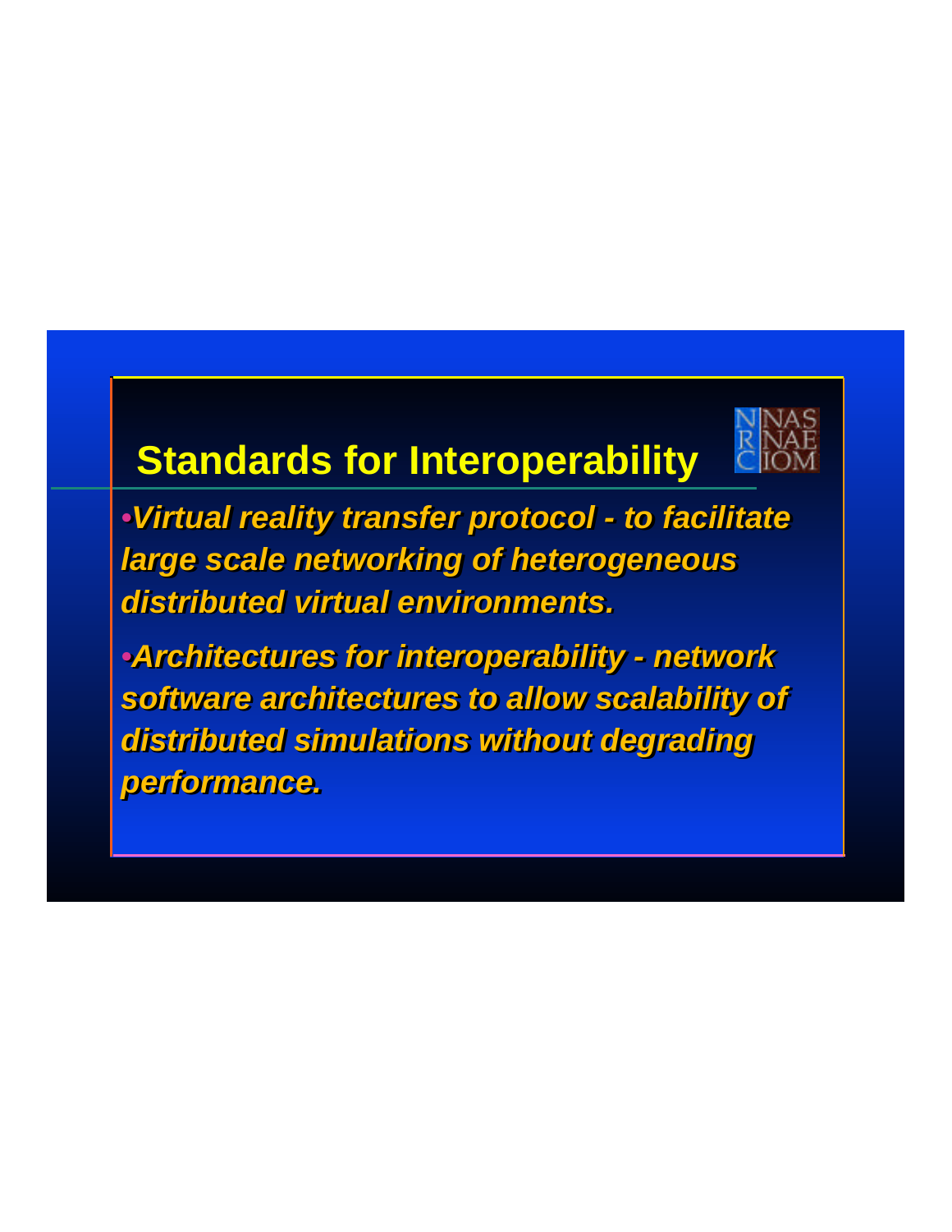## Standards for Interoperability

- ***Virtual reality transfer protocol - to facilitate large scale networking of heterogeneous distributed virtual environments.***
- ***Architectures for interoperability - network software architectures to allow scalability of distributed simulations without degrading performance.***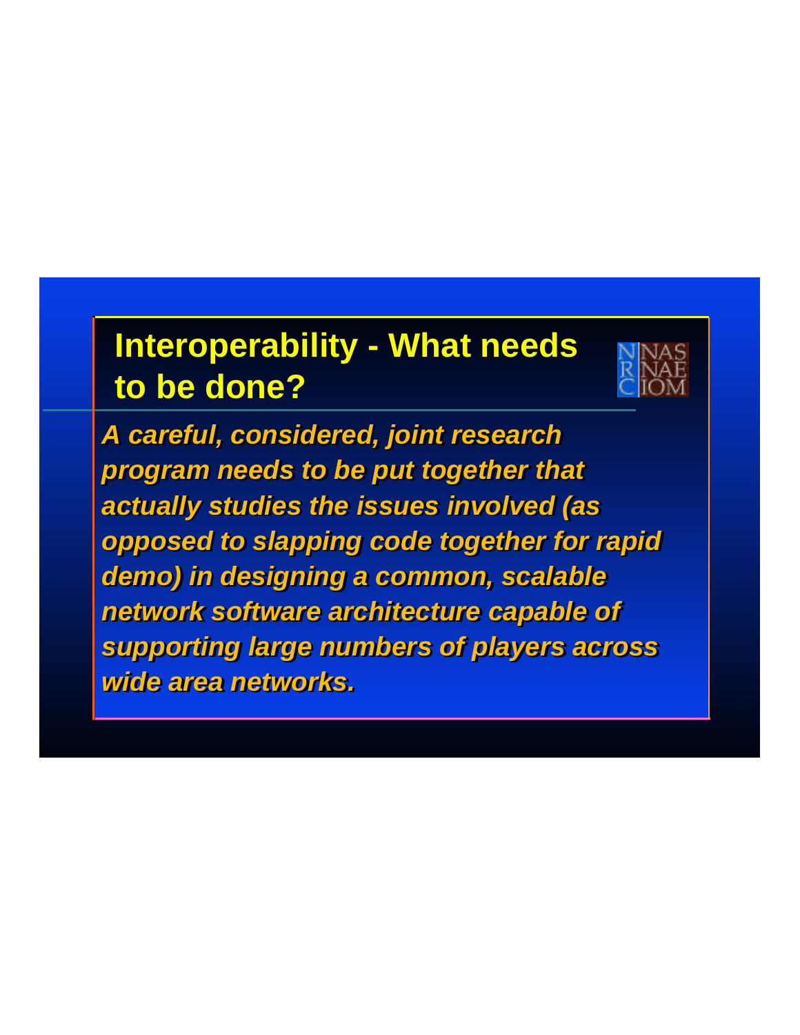# Interoperability - What needs to be done?

***A careful, considered, joint research program needs to be put together that actually studies the issues involved (as opposed to slapping code together for rapid demo) in designing a common, scalable network software architecture capable of supporting large numbers of players across wide area networks.***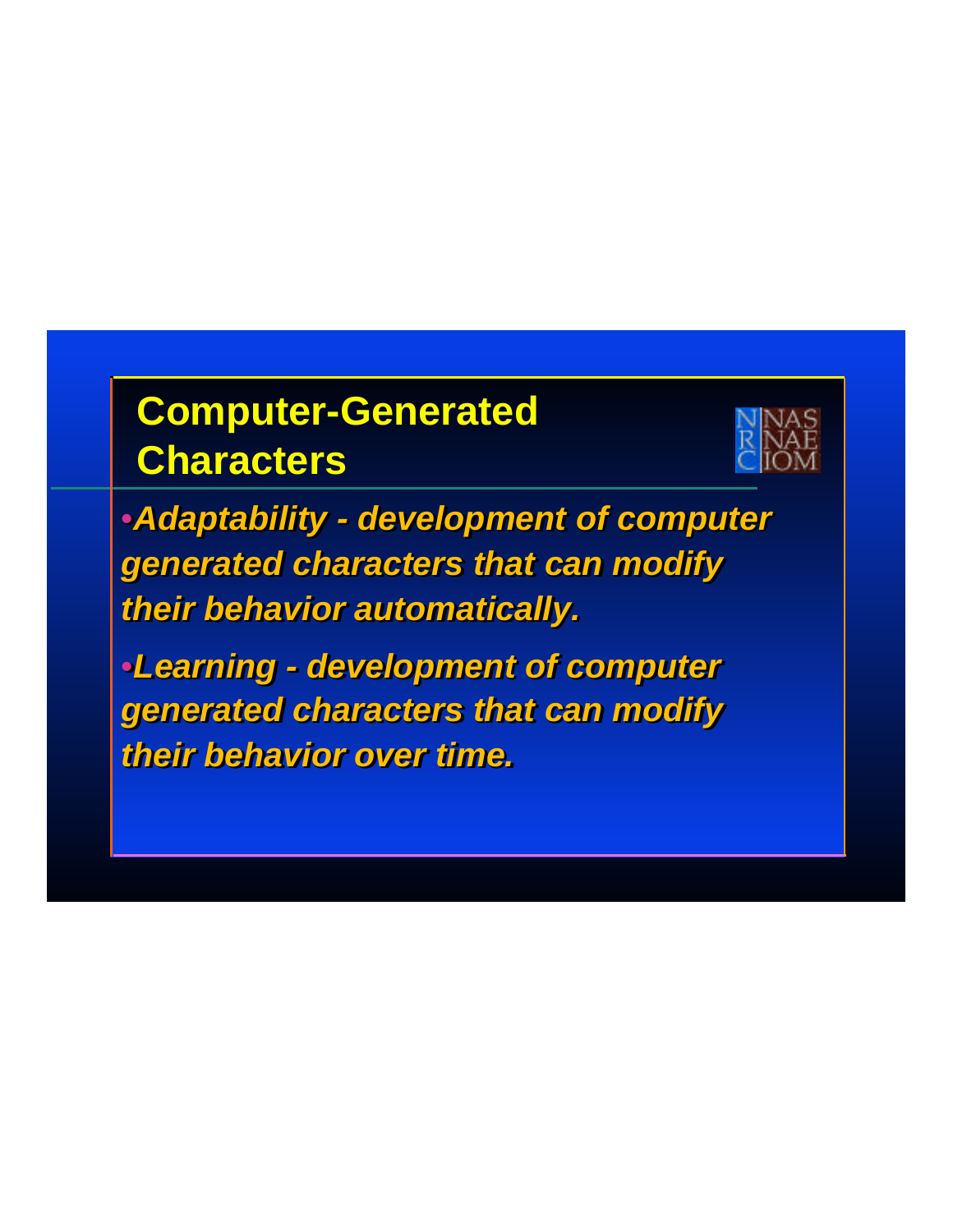# Computer-Generated Characters

- ***Adaptability - development of computer generated characters that can modify their behavior automatically.***
- ***Learning - development of computer generated characters that can modify their behavior over time.***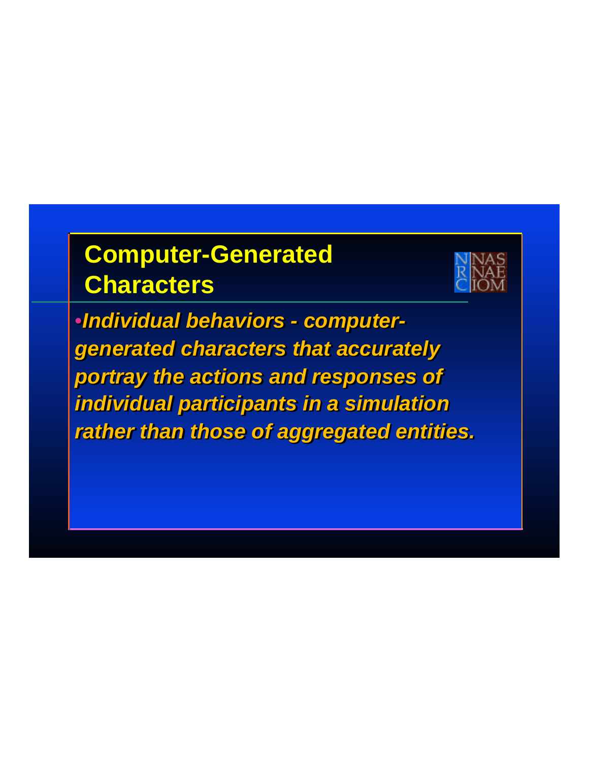# Computer-Generated Characters

- ***Individual behaviors - computer-generated characters that accurately portray the actions and responses of individual participants in a simulation rather than those of aggregated entities.***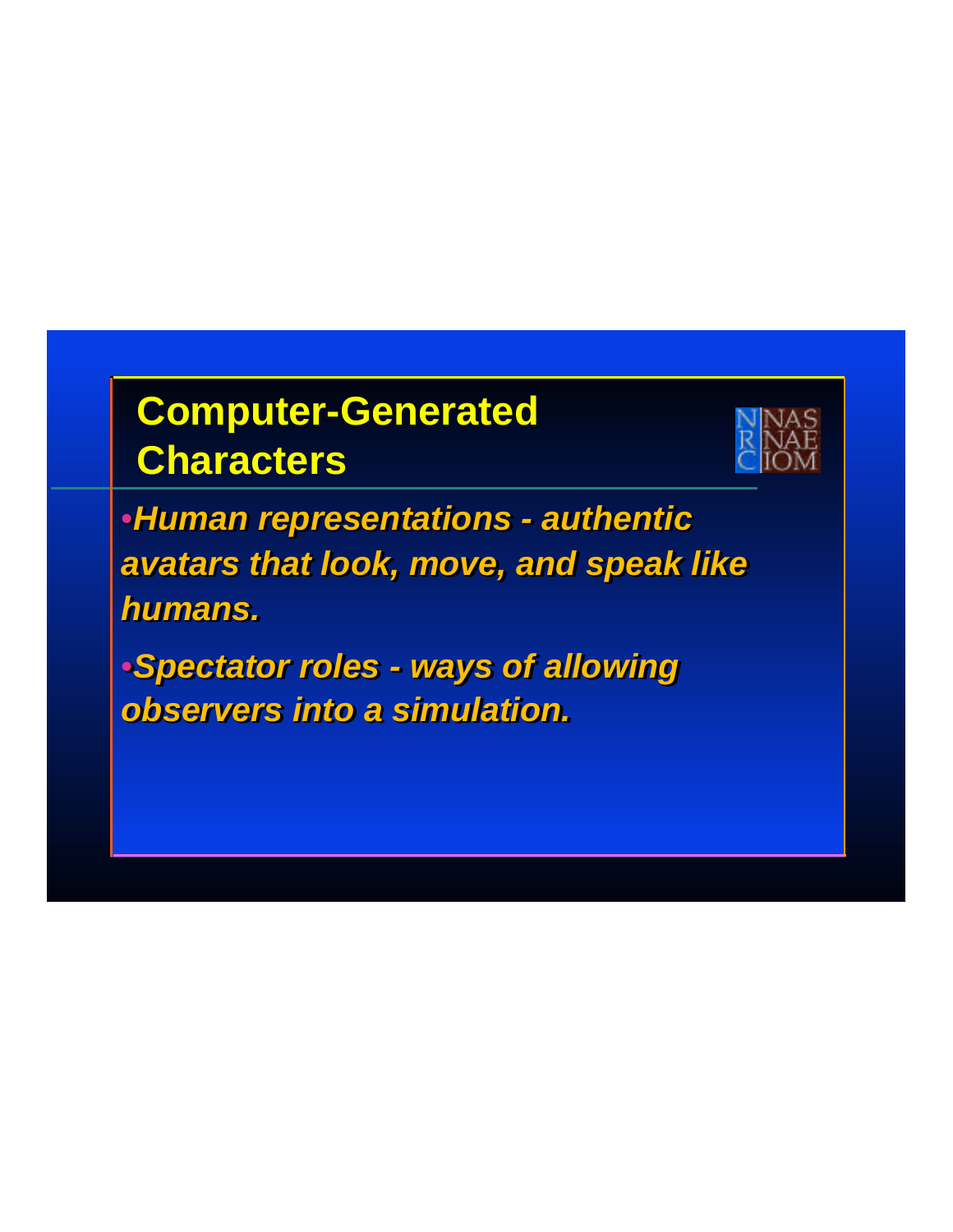# Computer-Generated Characters

- ***Human representations - authentic avatars that look, move, and speak like humans.***
- ***Spectator roles - ways of allowing observers into a simulation.***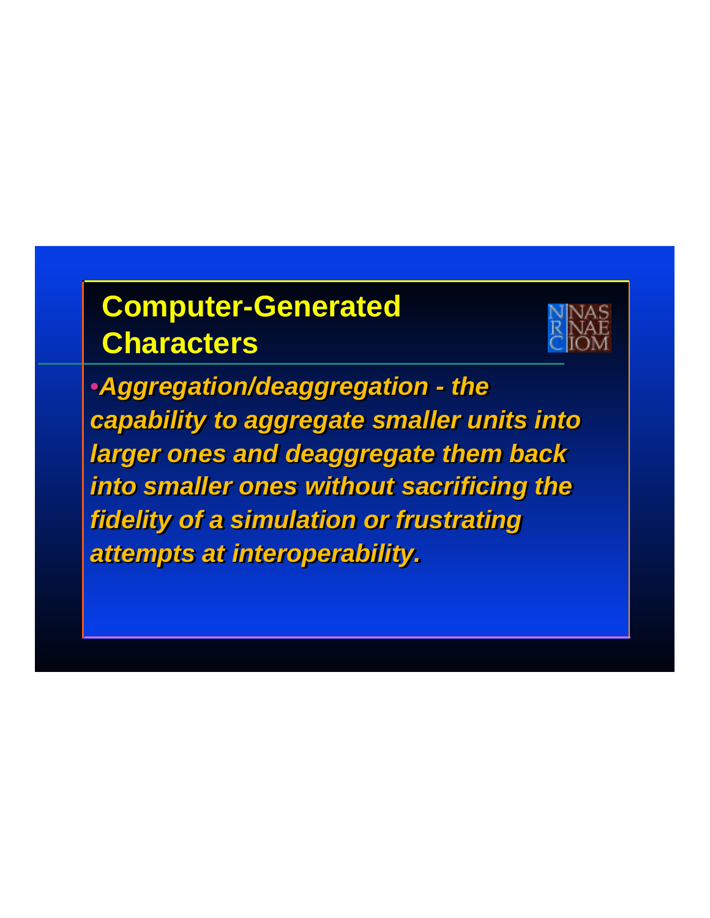## Computer-Generated Characters

- ***Aggregation/deaggregation - the capability to aggregate smaller units into larger ones and deaggregate them back into smaller ones without sacrificing the fidelity of a simulation or frustrating attempts at interoperability.***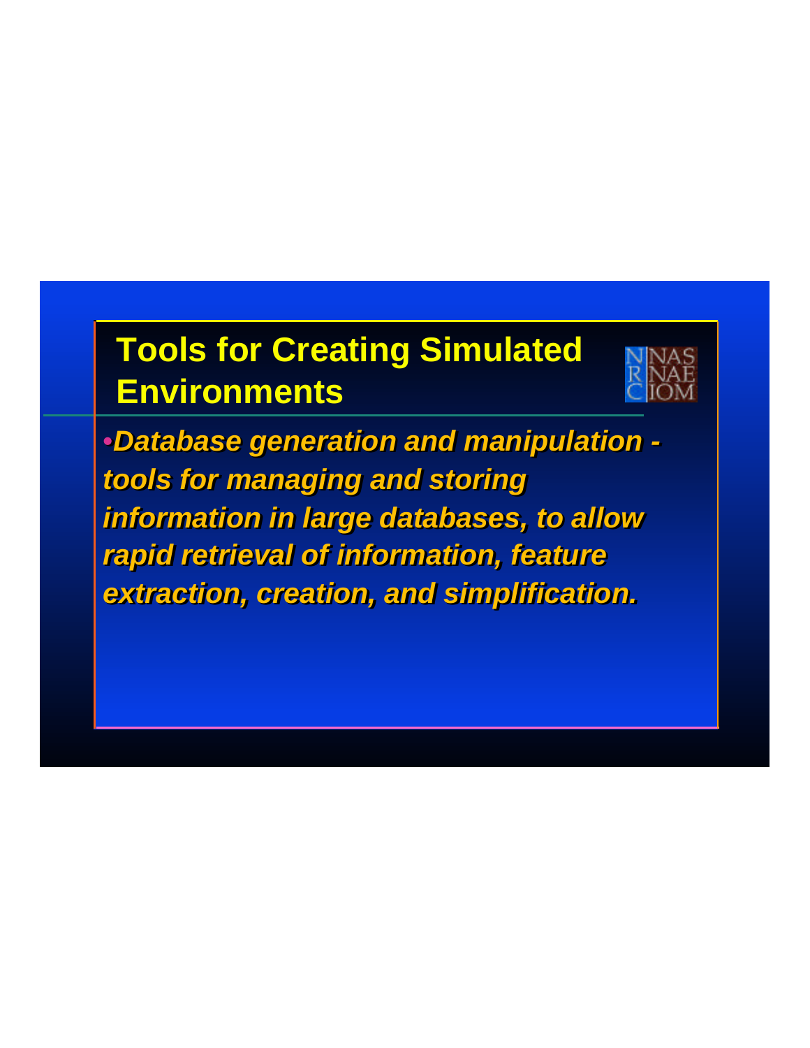# Tools for Creating Simulated Environments

- ***Database generation and manipulation - tools for managing and storing information in large databases, to allow rapid retrieval of information, feature extraction, creation, and simplification.***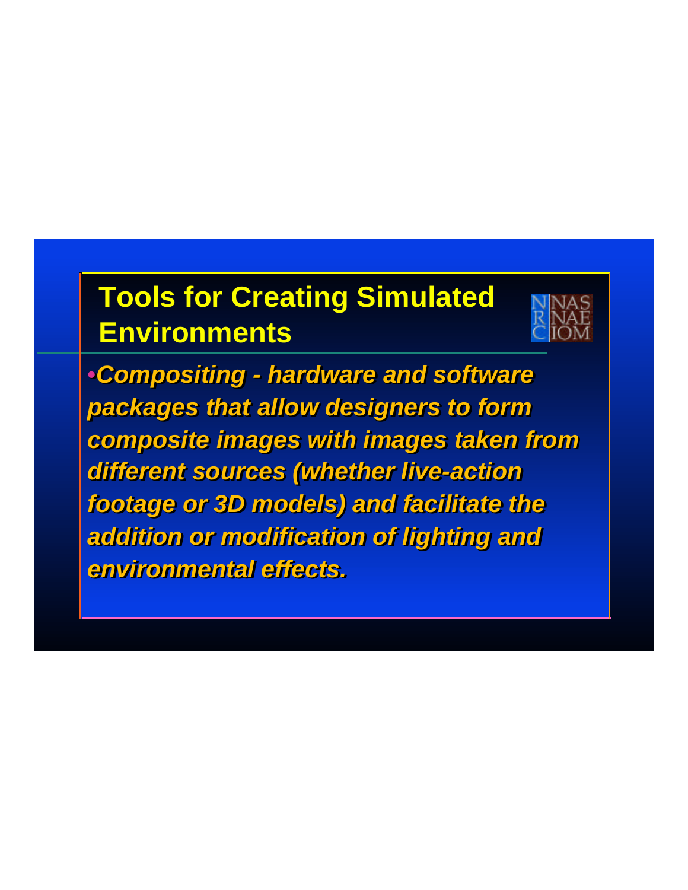# Tools for Creating Simulated Environments

- ***Compositing - hardware and software packages that allow designers to form composite images with images taken from different sources (whether live-action footage or 3D models) and facilitate the addition or modification of lighting and environmental effects.***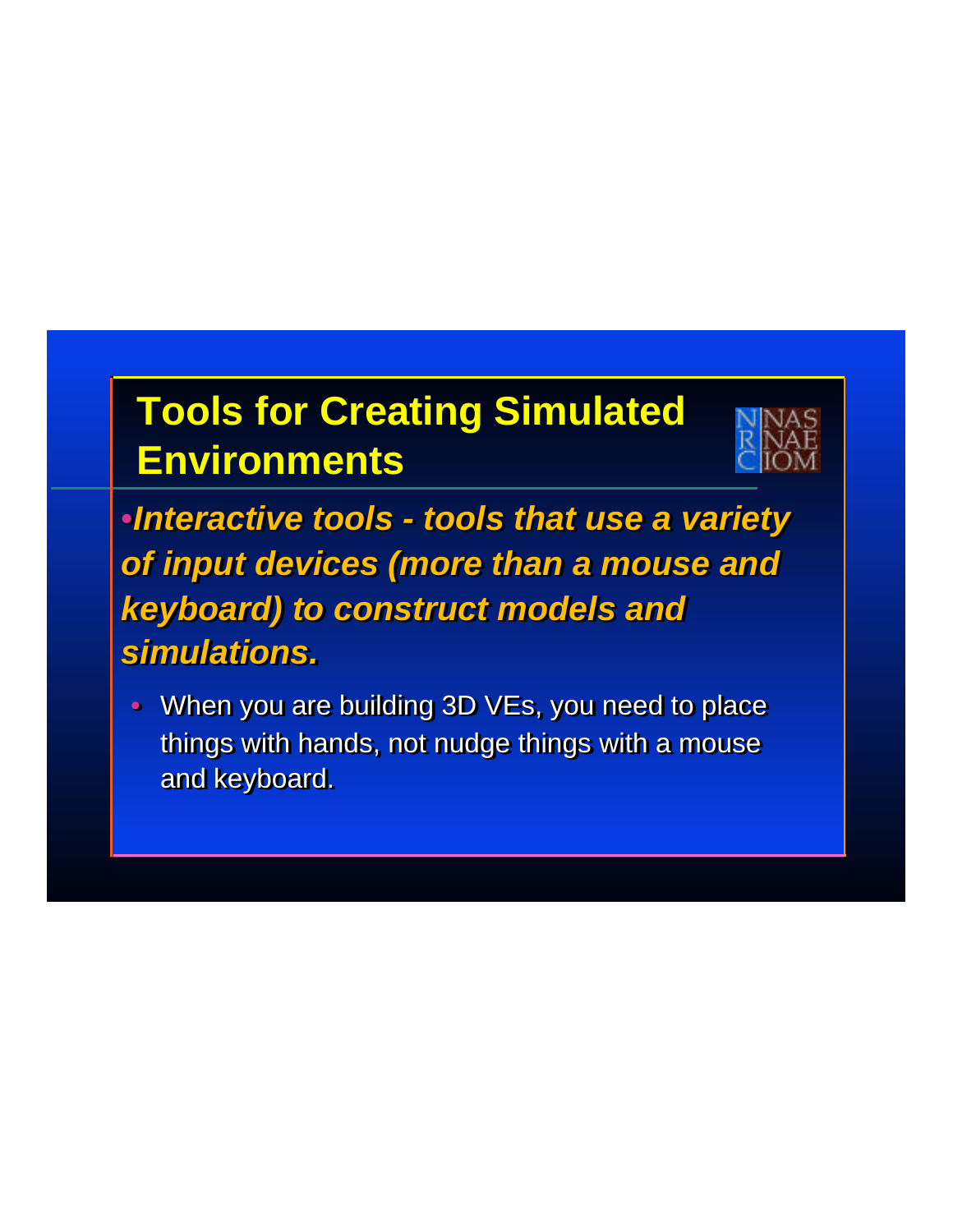# Tools for Creating Simulated Environments

- ***Interactive tools - tools that use a variety of input devices (more than a mouse and keyboard) to construct models and simulations.***
  - When you are building 3D VEs, you need to place things with hands, not nudge things with a mouse and keyboard.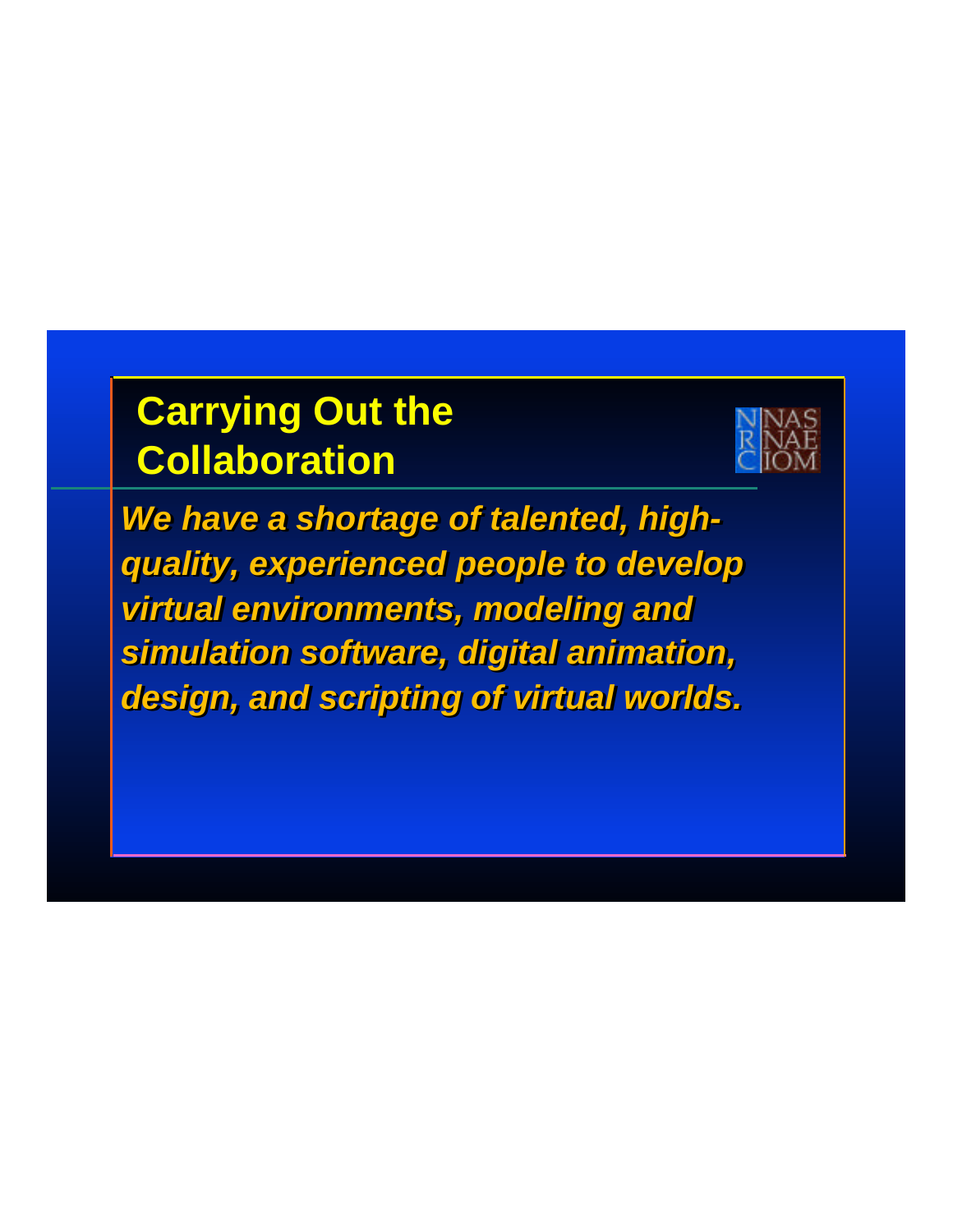## Carrying Out the Collaboration

***We have a shortage of talented, high-quality, experienced people to develop virtual environments, modeling and simulation software, digital animation, design, and scripting of virtual worlds.***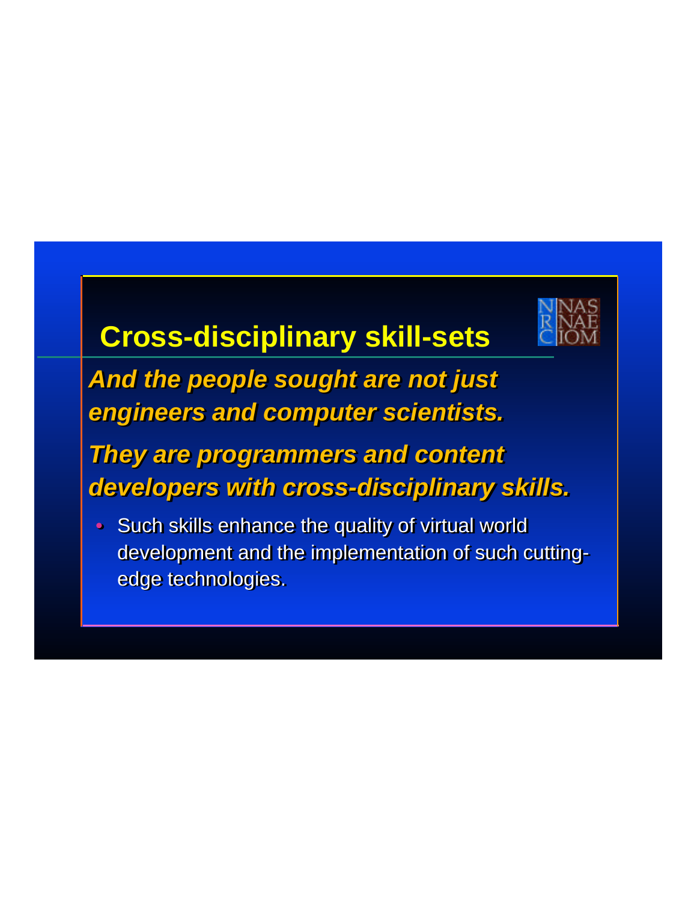## Cross-disciplinary skill-sets

NRC NAS NAE IOM

***And the people sought are not just engineers and computer scientists.***

***They are programmers and content developers with cross-disciplinary skills.***

- Such skills enhance the quality of virtual world development and the implementation of such cutting-edge technologies.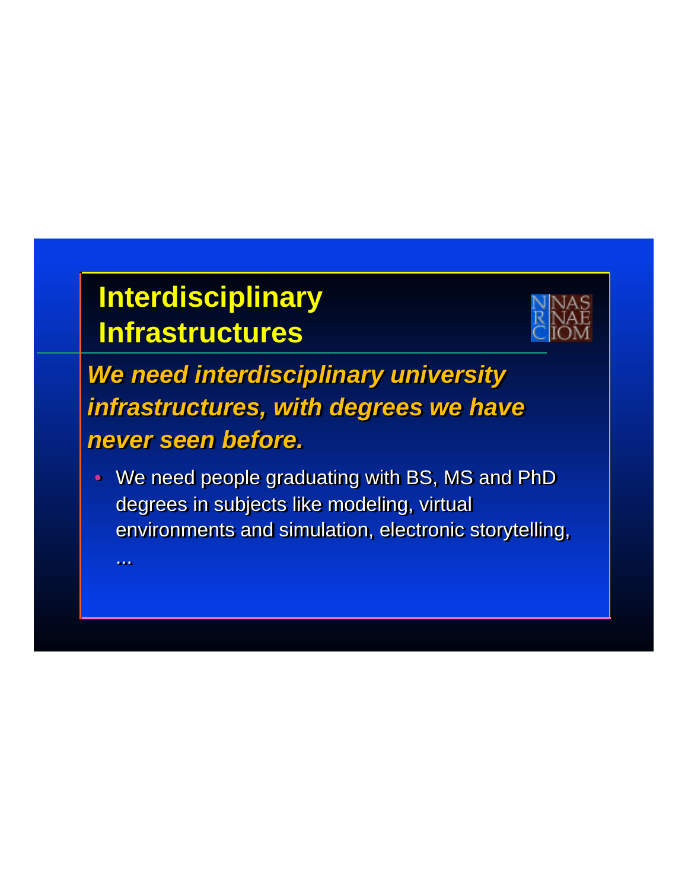# Interdisciplinary Infrastructures

***We need interdisciplinary university infrastructures, with degrees we have never seen before.***

- We need people graduating with BS, MS and PhD degrees in subjects like modeling, virtual environments and simulation, electronic storytelling, ...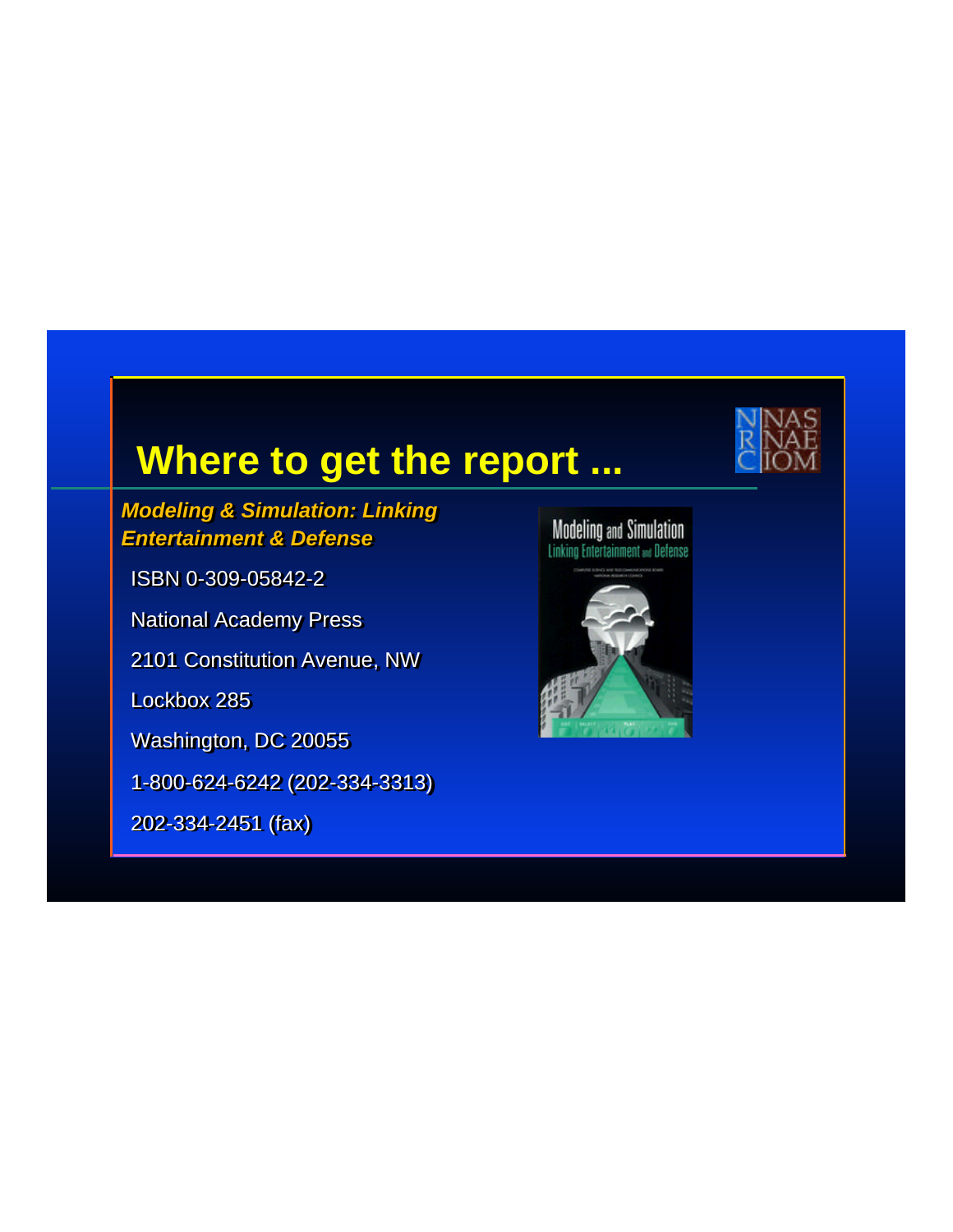# Where to get the report ...

***Modeling & Simulation: Linking Entertainment & Defense***

ISBN 0-309-05842-2

National Academy Press

2101 Constitution Avenue, NW

Lockbox 285

Washington, DC 20055

1-800-624-6242 (202-334-3313)

202-334-2451 (fax)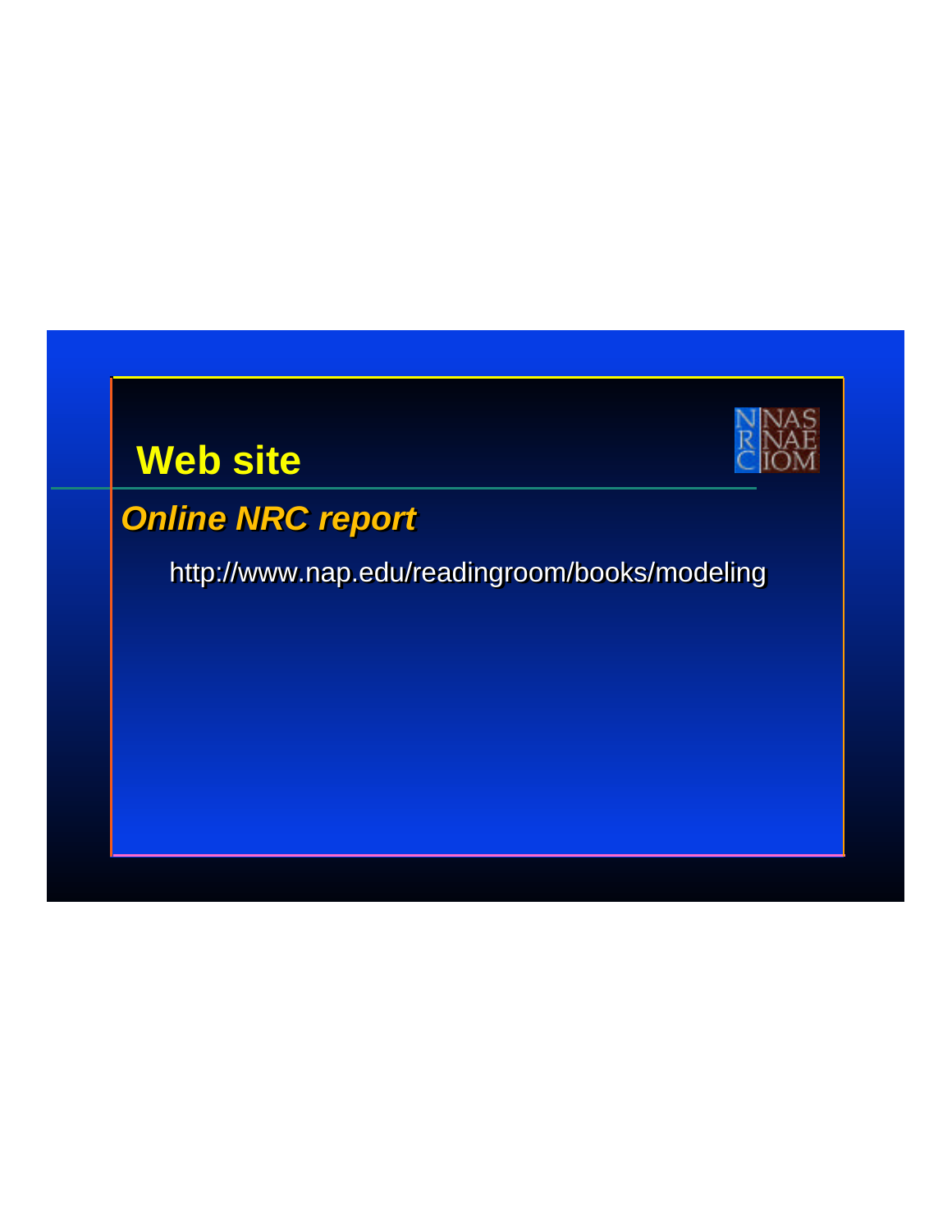# Web site

## *Online NRC report*

http://www.nap.edu/readingroom/books/modeling